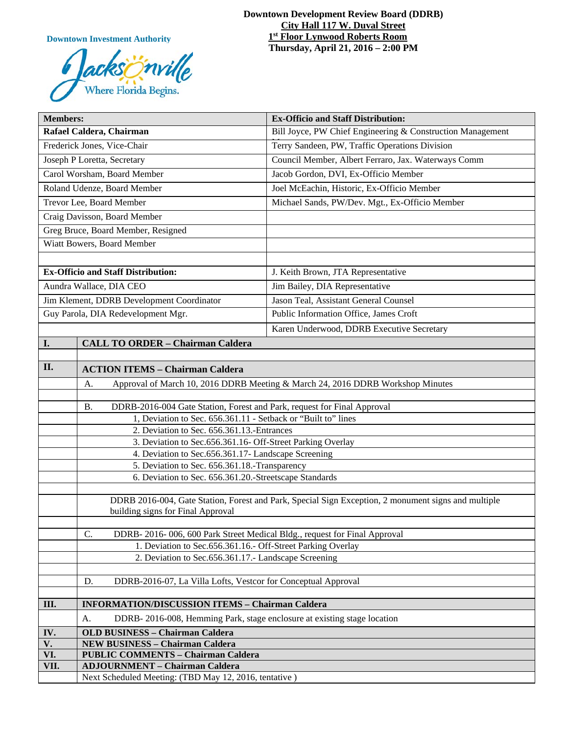**Downtown Investment Authority**

Jacksonville
Where Florida Begins.

**Downtown Development Review Board (DDRB)**
**City Hall 117 W. Duval Street**
**1st Floor Lynwood Roberts Room**
**Thursday, April 21, 2016 – 2:00 PM**

| **Members:** | **Ex-Officio and Staff Distribution:** |
|---|---|
| **Rafael Caldera, Chairman** | Bill Joyce, PW Chief Engineering & Construction Management |
| Frederick Jones, Vice-Chair | Terry Sandeen, PW, Traffic Operations Division |
| Joseph P Loretta, Secretary | Council Member, Albert Ferraro, Jax. Waterways Comm |
| Carol Worsham, Board Member | Jacob Gordon, DVI, Ex-Officio Member |
| Roland Udenze, Board Member | Joel McEachin, Historic, Ex-Officio Member |
| Trevor Lee, Board Member | Michael Sands, PW/Dev. Mgt., Ex-Officio Member |
| Craig Davisson, Board Member | |
| Greg Bruce, Board Member, Resigned | |
| Wiatt Bowers, Board Member | |
| | |
| **Ex-Officio and Staff Distribution:** | J. Keith Brown, JTA Representative |
| Aundra Wallace, DIA CEO | Jim Bailey, DIA Representative |
| Jim Klement, DDRB Development Coordinator | Jason Teal, Assistant General Counsel |
| Guy Parola, DIA Redevelopment Mgr. | Public Information Office, James Croft |
| | Karen Underwood, DDRB Executive Secretary |

| | |
|---|---|
| **I.** | **CALL TO ORDER – Chairman Caldera** |
| | |
| **II.** | **ACTION ITEMS – Chairman Caldera** |
| | A. Approval of March 10, 2016 DDRB Meeting & March 24, 2016 DDRB Workshop Minutes |
| | |
| | B. DDRB-2016-004 Gate Station, Forest and Park, request for Final Approval |
| | 1, Deviation to Sec. 656.361.11 - Setback or "Built to" lines |
| | 2. Deviation to Sec. 656.361.13.-Entrances |
| | 3. Deviation to Sec.656.361.16- Off-Street Parking Overlay |
| | 4. Deviation to Sec.656.361.17- Landscape Screening |
| | 5. Deviation to Sec. 656.361.18.-Transparency |
| | 6. Deviation to Sec. 656.361.20.-Streetscape Standards |
| | |
| | DDRB 2016-004, Gate Station, Forest and Park, Special Sign Exception, 2 monument signs and multiple building signs for Final Approval |
| | |
| | C. DDRB- 2016- 006, 600 Park Street Medical Bldg., request for Final Approval |
| | 1. Deviation to Sec.656.361.16.- Off-Street Parking Overlay |
| | 2. Deviation to Sec.656.361.17.- Landscape Screening |
| | |
| | D. DDRB-2016-07, La Villa Lofts, Vestcor for Conceptual Approval |
| | |
| **III.** | **INFORMATION/DISCUSSION ITEMS – Chairman Caldera** |
| | A. DDRB- 2016-008, Hemming Park, stage enclosure at existing stage location |
| **IV.** | **OLD BUSINESS – Chairman Caldera** |
| **V.** | **NEW BUSINESS – Chairman Caldera** |
| **VI.** | **PUBLIC COMMENTS – Chairman Caldera** |
| **VII.** | **ADJOURNMENT – Chairman Caldera** |
| | Next Scheduled Meeting: (TBD May 12, 2016, tentative ) |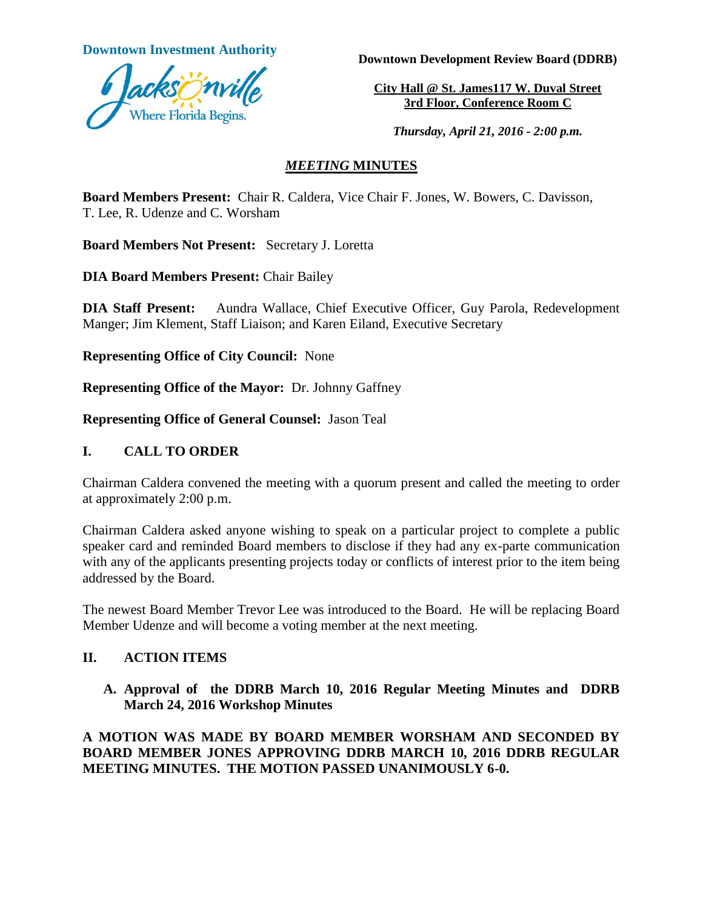**Downtown Investment Authority**

**Downtown Development Review Board (DDRB)**

**City Hall @ St. James117 W. Duval Street**
**3rd Floor, Conference Room C**

***Thursday, April 21, 2016 - 2:00 p.m.***

## *MEETING* MINUTES

**Board Members Present:** Chair R. Caldera, Vice Chair F. Jones, W. Bowers, C. Davisson, T. Lee, R. Udenze and C. Worsham

**Board Members Not Present:** Secretary J. Loretta

**DIA Board Members Present:** Chair Bailey

**DIA Staff Present:** Aundra Wallace, Chief Executive Officer, Guy Parola, Redevelopment Manger; Jim Klement, Staff Liaison; and Karen Eiland, Executive Secretary

**Representing Office of City Council:** None

**Representing Office of the Mayor:** Dr. Johnny Gaffney

**Representing Office of General Counsel:** Jason Teal

## I. CALL TO ORDER

Chairman Caldera convened the meeting with a quorum present and called the meeting to order at approximately 2:00 p.m.

Chairman Caldera asked anyone wishing to speak on a particular project to complete a public speaker card and reminded Board members to disclose if they had any ex-parte communication with any of the applicants presenting projects today or conflicts of interest prior to the item being addressed by the Board.

The newest Board Member Trevor Lee was introduced to the Board. He will be replacing Board Member Udenze and will become a voting member at the next meeting.

## II. ACTION ITEMS

**A. Approval of the DDRB March 10, 2016 Regular Meeting Minutes and DDRB March 24, 2016 Workshop Minutes**

**A MOTION WAS MADE BY BOARD MEMBER WORSHAM AND SECONDED BY BOARD MEMBER JONES APPROVING DDRB MARCH 10, 2016 DDRB REGULAR MEETING MINUTES. THE MOTION PASSED UNANIMOUSLY 6-0.**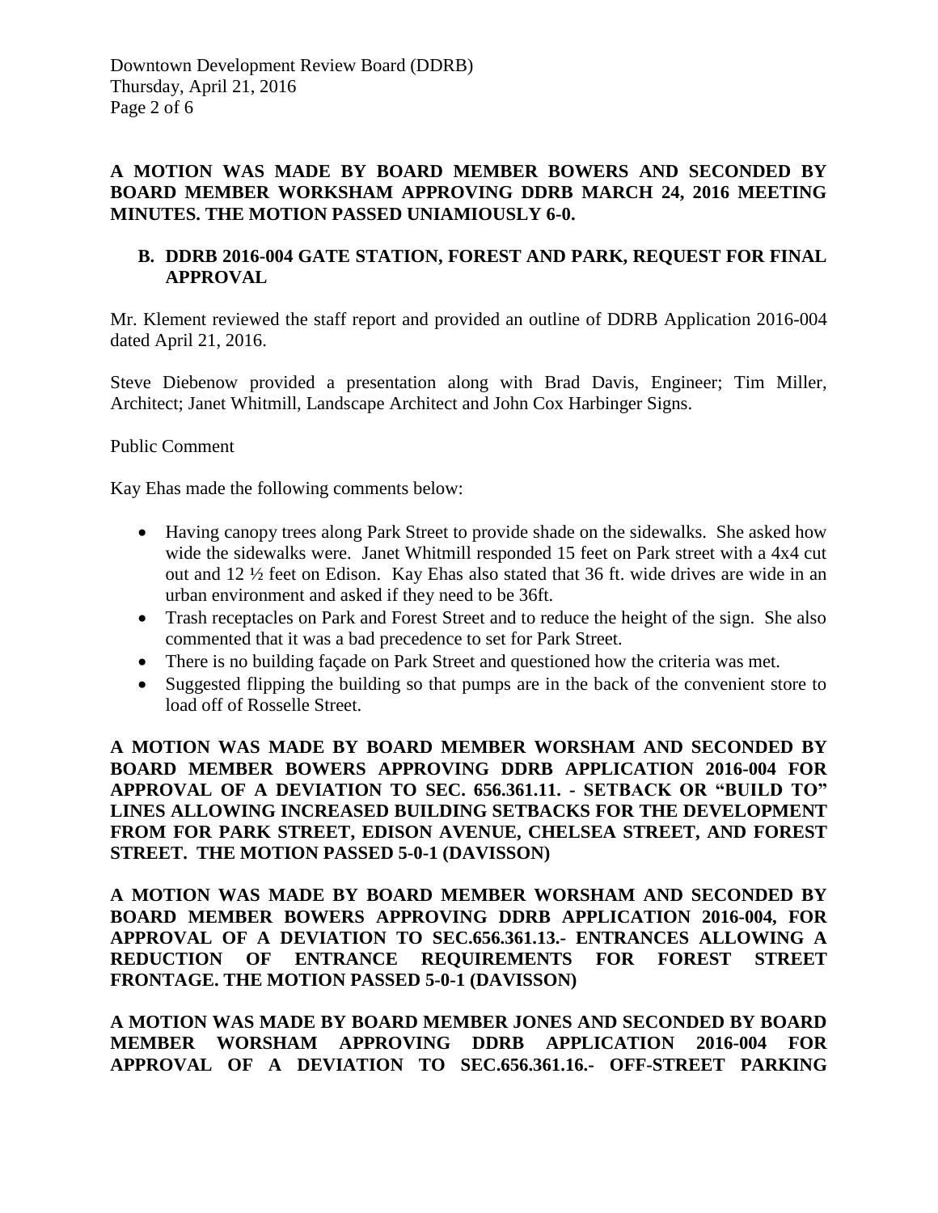**A MOTION WAS MADE BY BOARD MEMBER BOWERS AND SECONDED BY BOARD MEMBER WORKSHAM APPROVING DDRB MARCH 24, 2016 MEETING MINUTES. THE MOTION PASSED UNIAMIOUSLY 6-0.**

**B. DDRB 2016-004 GATE STATION, FOREST AND PARK, REQUEST FOR FINAL APPROVAL**

Mr. Klement reviewed the staff report and provided an outline of DDRB Application 2016-004 dated April 21, 2016.

Steve Diebenow provided a presentation along with Brad Davis, Engineer; Tim Miller, Architect; Janet Whitmill, Landscape Architect and John Cox Harbinger Signs.

Public Comment

Kay Ehas made the following comments below:

- Having canopy trees along Park Street to provide shade on the sidewalks. She asked how wide the sidewalks were. Janet Whitmill responded 15 feet on Park street with a 4x4 cut out and 12 ½ feet on Edison. Kay Ehas also stated that 36 ft. wide drives are wide in an urban environment and asked if they need to be 36ft.
- Trash receptacles on Park and Forest Street and to reduce the height of the sign. She also commented that it was a bad precedence to set for Park Street.
- There is no building façade on Park Street and questioned how the criteria was met.
- Suggested flipping the building so that pumps are in the back of the convenient store to load off of Rosselle Street.

**A MOTION WAS MADE BY BOARD MEMBER WORSHAM AND SECONDED BY BOARD MEMBER BOWERS APPROVING DDRB APPLICATION 2016-004 FOR APPROVAL OF A DEVIATION TO SEC. 656.361.11. - SETBACK OR "BUILD TO" LINES ALLOWING INCREASED BUILDING SETBACKS FOR THE DEVELOPMENT FROM FOR PARK STREET, EDISON AVENUE, CHELSEA STREET, AND FOREST STREET. THE MOTION PASSED 5-0-1 (DAVISSON)**

**A MOTION WAS MADE BY BOARD MEMBER WORSHAM AND SECONDED BY BOARD MEMBER BOWERS APPROVING DDRB APPLICATION 2016-004, FOR APPROVAL OF A DEVIATION TO SEC.656.361.13.- ENTRANCES ALLOWING A REDUCTION OF ENTRANCE REQUIREMENTS FOR FOREST STREET FRONTAGE. THE MOTION PASSED 5-0-1 (DAVISSON)**

**A MOTION WAS MADE BY BOARD MEMBER JONES AND SECONDED BY BOARD MEMBER WORSHAM APPROVING DDRB APPLICATION 2016-004 FOR APPROVAL OF A DEVIATION TO SEC.656.361.16.- OFF-STREET PARKING**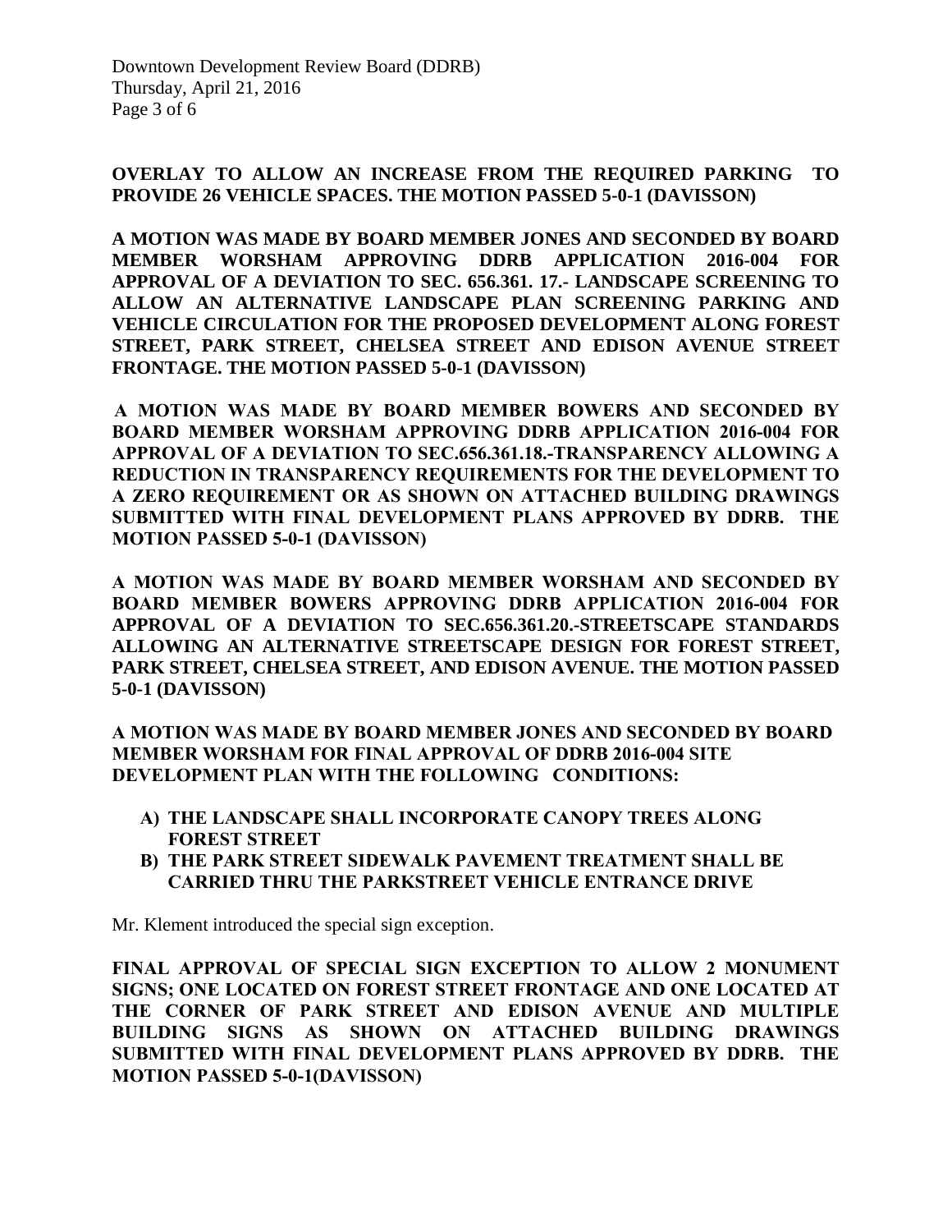**OVERLAY TO ALLOW AN INCREASE FROM THE REQUIRED PARKING TO PROVIDE 26 VEHICLE SPACES. THE MOTION PASSED 5-0-1 (DAVISSON)**

**A MOTION WAS MADE BY BOARD MEMBER JONES AND SECONDED BY BOARD MEMBER WORSHAM APPROVING DDRB APPLICATION 2016-004 FOR APPROVAL OF A DEVIATION TO SEC. 656.361. 17.- LANDSCAPE SCREENING TO ALLOW AN ALTERNATIVE LANDSCAPE PLAN SCREENING PARKING AND VEHICLE CIRCULATION FOR THE PROPOSED DEVELOPMENT ALONG FOREST STREET, PARK STREET, CHELSEA STREET AND EDISON AVENUE STREET FRONTAGE. THE MOTION PASSED 5-0-1 (DAVISSON)**

**A MOTION WAS MADE BY BOARD MEMBER BOWERS AND SECONDED BY BOARD MEMBER WORSHAM APPROVING DDRB APPLICATION 2016-004 FOR APPROVAL OF A DEVIATION TO SEC.656.361.18.-TRANSPARENCY ALLOWING A REDUCTION IN TRANSPARENCY REQUIREMENTS FOR THE DEVELOPMENT TO A ZERO REQUIREMENT OR AS SHOWN ON ATTACHED BUILDING DRAWINGS SUBMITTED WITH FINAL DEVELOPMENT PLANS APPROVED BY DDRB. THE MOTION PASSED 5-0-1 (DAVISSON)**

**A MOTION WAS MADE BY BOARD MEMBER WORSHAM AND SECONDED BY BOARD MEMBER BOWERS APPROVING DDRB APPLICATION 2016-004 FOR APPROVAL OF A DEVIATION TO SEC.656.361.20.-STREETSCAPE STANDARDS ALLOWING AN ALTERNATIVE STREETSCAPE DESIGN FOR FOREST STREET, PARK STREET, CHELSEA STREET, AND EDISON AVENUE. THE MOTION PASSED 5-0-1 (DAVISSON)**

**A MOTION WAS MADE BY BOARD MEMBER JONES AND SECONDED BY BOARD MEMBER WORSHAM FOR FINAL APPROVAL OF DDRB 2016-004 SITE DEVELOPMENT PLAN WITH THE FOLLOWING CONDITIONS:**

- **A) THE LANDSCAPE SHALL INCORPORATE CANOPY TREES ALONG FOREST STREET**
- **B) THE PARK STREET SIDEWALK PAVEMENT TREATMENT SHALL BE CARRIED THRU THE PARKSTREET VEHICLE ENTRANCE DRIVE**

Mr. Klement introduced the special sign exception.

**FINAL APPROVAL OF SPECIAL SIGN EXCEPTION TO ALLOW 2 MONUMENT SIGNS; ONE LOCATED ON FOREST STREET FRONTAGE AND ONE LOCATED AT THE CORNER OF PARK STREET AND EDISON AVENUE AND MULTIPLE BUILDING SIGNS AS SHOWN ON ATTACHED BUILDING DRAWINGS SUBMITTED WITH FINAL DEVELOPMENT PLANS APPROVED BY DDRB. THE MOTION PASSED 5-0-1(DAVISSON)**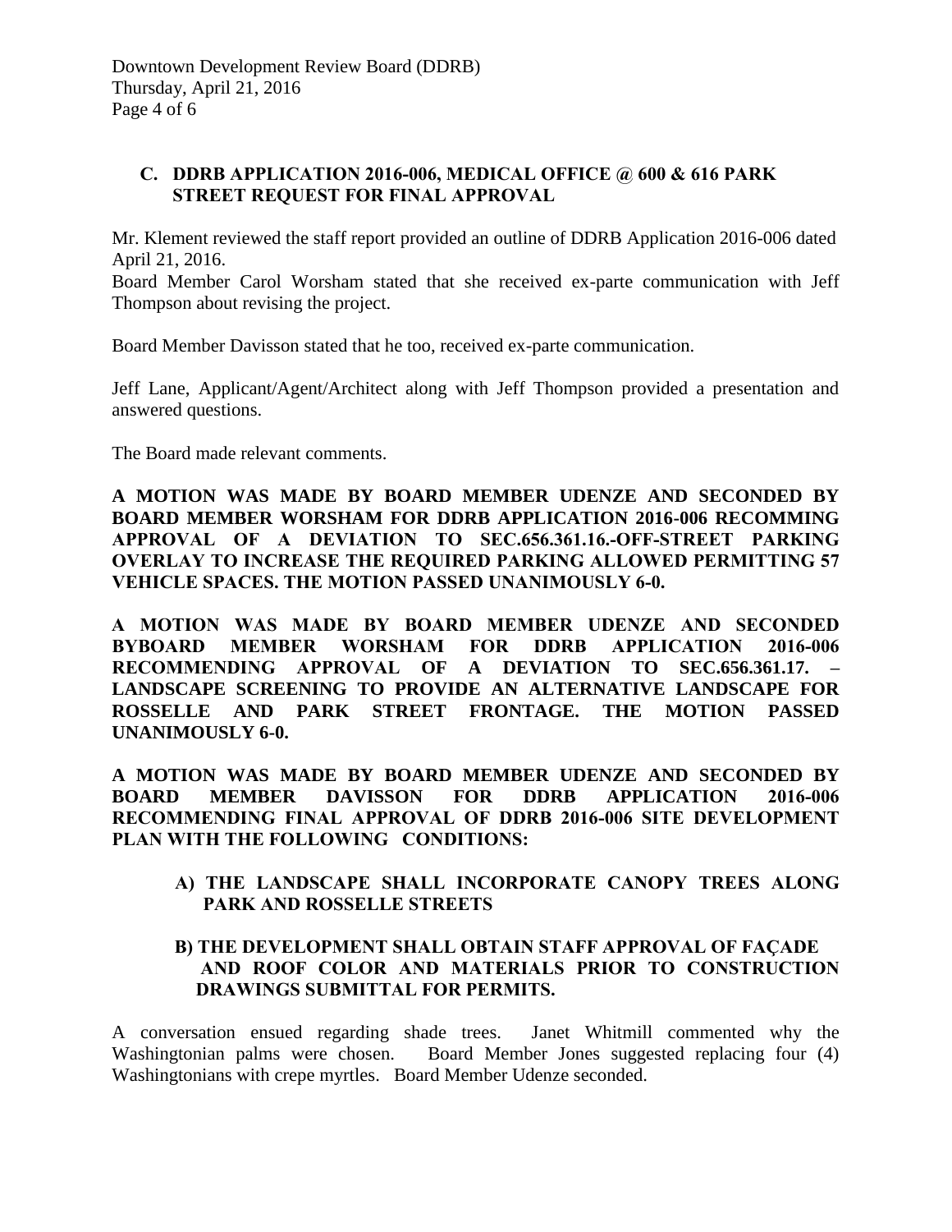### C. DDRB APPLICATION 2016-006, MEDICAL OFFICE @ 600 & 616 PARK STREET REQUEST FOR FINAL APPROVAL

Mr. Klement reviewed the staff report provided an outline of DDRB Application 2016-006 dated April 21, 2016.
Board Member Carol Worsham stated that she received ex-parte communication with Jeff Thompson about revising the project.

Board Member Davisson stated that he too, received ex-parte communication.

Jeff Lane, Applicant/Agent/Architect along with Jeff Thompson provided a presentation and answered questions.

The Board made relevant comments.

**A MOTION WAS MADE BY BOARD MEMBER UDENZE AND SECONDED BY BOARD MEMBER WORSHAM FOR DDRB APPLICATION 2016-006 RECOMMING APPROVAL OF A DEVIATION TO SEC.656.361.16.-OFF-STREET PARKING OVERLAY TO INCREASE THE REQUIRED PARKING ALLOWED PERMITTING 57 VEHICLE SPACES. THE MOTION PASSED UNANIMOUSLY 6-0.**

**A MOTION WAS MADE BY BOARD MEMBER UDENZE AND SECONDED BYBOARD MEMBER WORSHAM FOR DDRB APPLICATION 2016-006 RECOMMENDING APPROVAL OF A DEVIATION TO SEC.656.361.17. – LANDSCAPE SCREENING TO PROVIDE AN ALTERNATIVE LANDSCAPE FOR ROSSELLE AND PARK STREET FRONTAGE. THE MOTION PASSED UNANIMOUSLY 6-0.**

**A MOTION WAS MADE BY BOARD MEMBER UDENZE AND SECONDED BY BOARD MEMBER DAVISSON FOR DDRB APPLICATION 2016-006 RECOMMENDING FINAL APPROVAL OF DDRB 2016-006 SITE DEVELOPMENT PLAN WITH THE FOLLOWING CONDITIONS:**

**A) THE LANDSCAPE SHALL INCORPORATE CANOPY TREES ALONG PARK AND ROSSELLE STREETS**

**B) THE DEVELOPMENT SHALL OBTAIN STAFF APPROVAL OF FAÇADE AND ROOF COLOR AND MATERIALS PRIOR TO CONSTRUCTION DRAWINGS SUBMITTAL FOR PERMITS.**

A conversation ensued regarding shade trees. Janet Whitmill commented why the Washingtonian palms were chosen. Board Member Jones suggested replacing four (4) Washingtonians with crepe myrtles. Board Member Udenze seconded.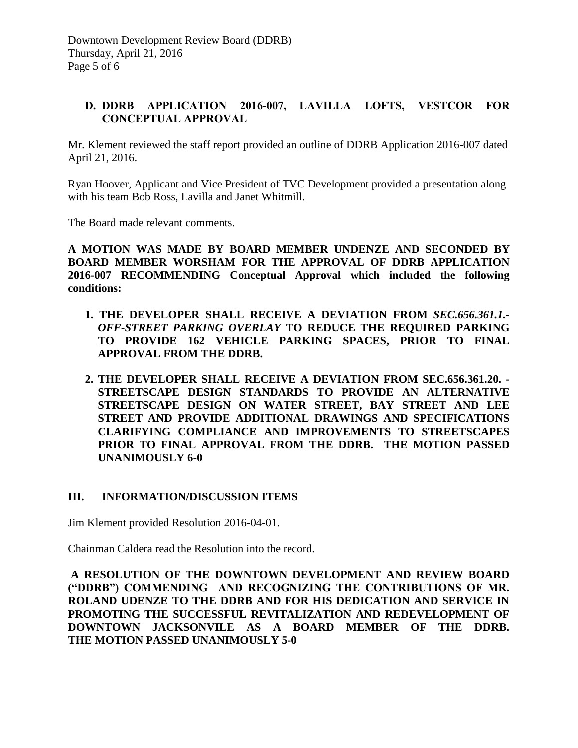### D. DDRB APPLICATION 2016-007, LAVILLA LOFTS, VESTCOR FOR CONCEPTUAL APPROVAL

Mr. Klement reviewed the staff report provided an outline of DDRB Application 2016-007 dated April 21, 2016.

Ryan Hoover, Applicant and Vice President of TVC Development provided a presentation along with his team Bob Ross, Lavilla and Janet Whitmill.

The Board made relevant comments.

**A MOTION WAS MADE BY BOARD MEMBER UNDENZE AND SECONDED BY BOARD MEMBER WORSHAM FOR THE APPROVAL OF DDRB APPLICATION 2016-007 RECOMMENDING Conceptual Approval which included the following conditions:**

1. **THE DEVELOPER SHALL RECEIVE A DEVIATION FROM *SEC.656.361.1.- OFF-STREET PARKING OVERLAY* TO REDUCE THE REQUIRED PARKING TO PROVIDE 162 VEHICLE PARKING SPACES, PRIOR TO FINAL APPROVAL FROM THE DDRB.**

2. **THE DEVELOPER SHALL RECEIVE A DEVIATION FROM SEC.656.361.20. - STREETSCAPE DESIGN STANDARDS TO PROVIDE AN ALTERNATIVE STREETSCAPE DESIGN ON WATER STREET, BAY STREET AND LEE STREET AND PROVIDE ADDITIONAL DRAWINGS AND SPECIFICATIONS CLARIFYING COMPLIANCE AND IMPROVEMENTS TO STREETSCAPES PRIOR TO FINAL APPROVAL FROM THE DDRB. THE MOTION PASSED UNANIMOUSLY 6-0**

## III. INFORMATION/DISCUSSION ITEMS

Jim Klement provided Resolution 2016-04-01.

Chainman Caldera read the Resolution into the record.

**A RESOLUTION OF THE DOWNTOWN DEVELOPMENT AND REVIEW BOARD ("DDRB") COMMENDING AND RECOGNIZING THE CONTRIBUTIONS OF MR. ROLAND UDENZE TO THE DDRB AND FOR HIS DEDICATION AND SERVICE IN PROMOTING THE SUCCESSFUL REVITALIZATION AND REDEVELOPMENT OF DOWNTOWN JACKSONVILE AS A BOARD MEMBER OF THE DDRB. THE MOTION PASSED UNANIMOUSLY 5-0**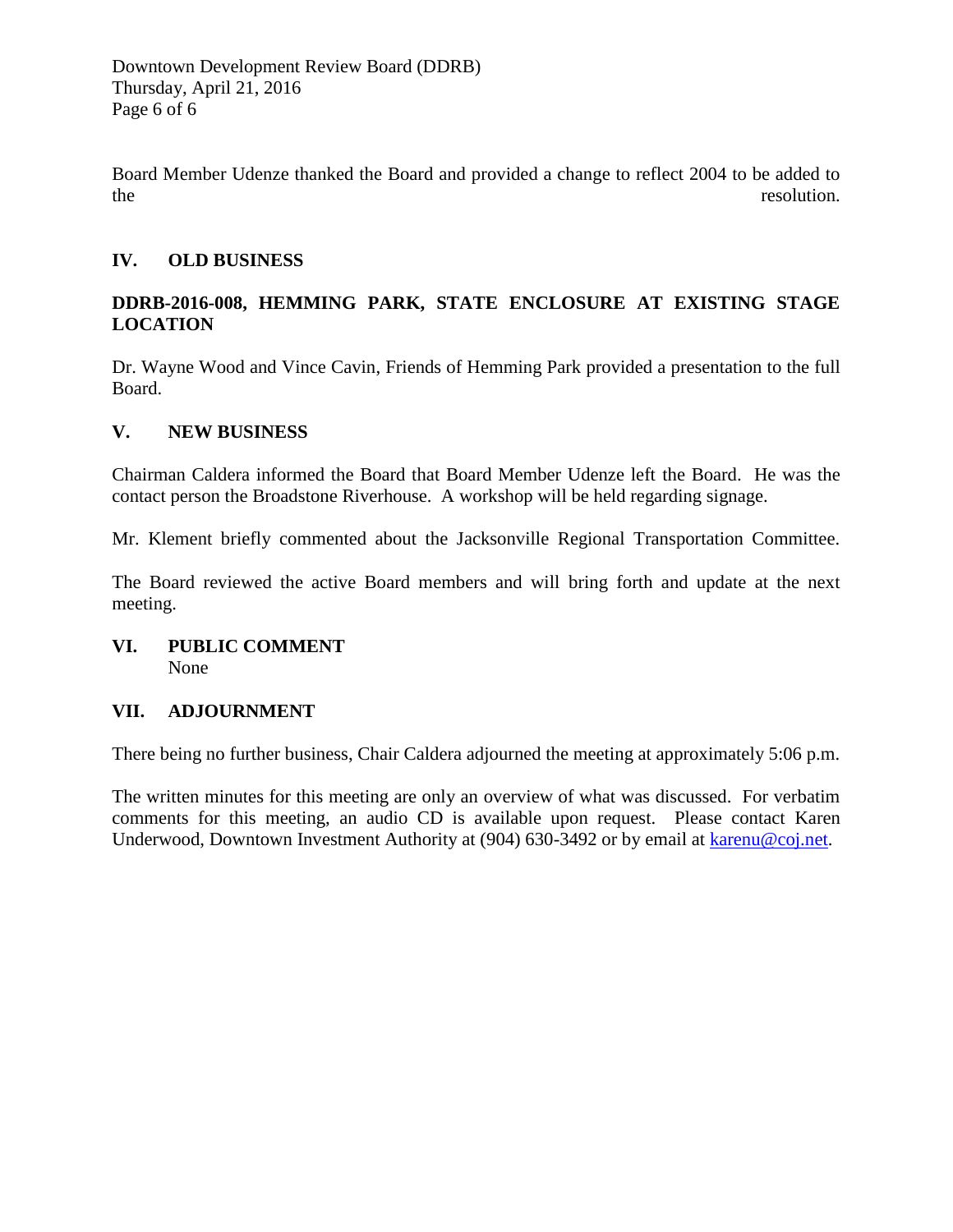Board Member Udenze thanked the Board and provided a change to reflect 2004 to be added to the resolution.

## IV. OLD BUSINESS

**DDRB-2016-008, HEMMING PARK, STATE ENCLOSURE AT EXISTING STAGE LOCATION**

Dr. Wayne Wood and Vince Cavin, Friends of Hemming Park provided a presentation to the full Board.

## V. NEW BUSINESS

Chairman Caldera informed the Board that Board Member Udenze left the Board. He was the contact person the Broadstone Riverhouse. A workshop will be held regarding signage.

Mr. Klement briefly commented about the Jacksonville Regional Transportation Committee.

The Board reviewed the active Board members and will bring forth and update at the next meeting.

## VI. PUBLIC COMMENT

None

## VII. ADJOURNMENT

There being no further business, Chair Caldera adjourned the meeting at approximately 5:06 p.m.

The written minutes for this meeting are only an overview of what was discussed. For verbatim comments for this meeting, an audio CD is available upon request. Please contact Karen Underwood, Downtown Investment Authority at (904) 630-3492 or by email at karenu@coj.net.